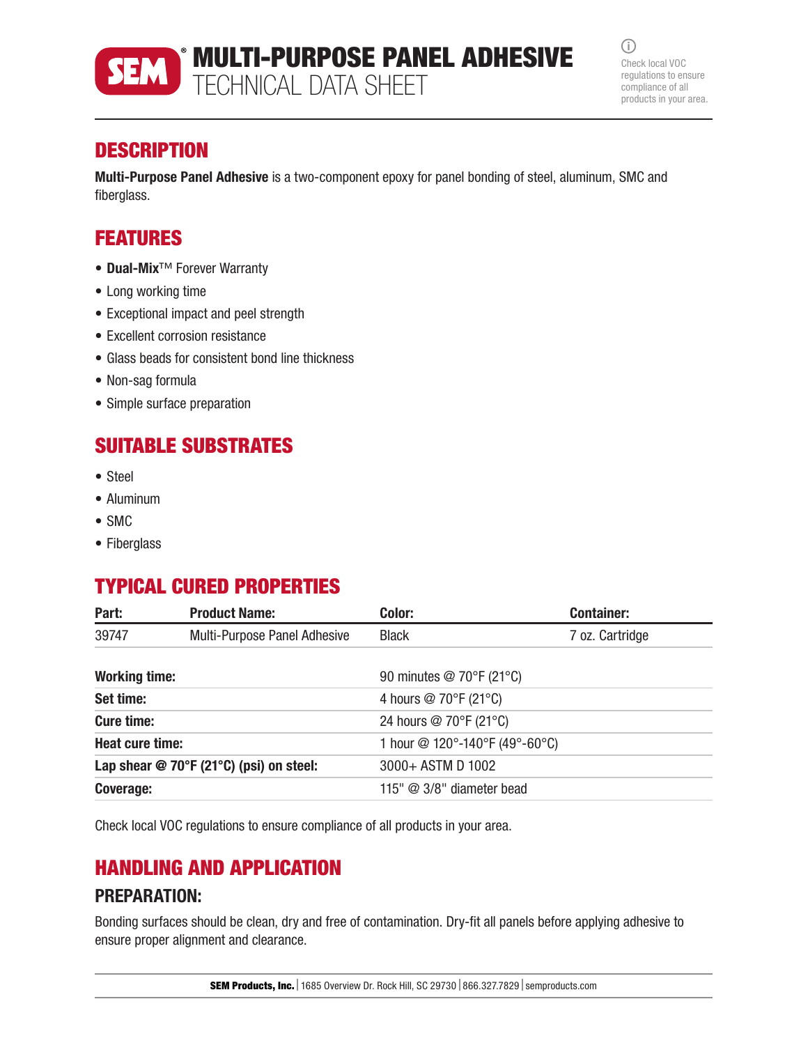# MULTI-PURPOSE PANEL ADHESIVE
## TECHNICAL DATA SHEET

Check local VOC regulations to ensure compliance of all products in your area.

## DESCRIPTION

**Multi-Purpose Panel Adhesive** is a two-component epoxy for panel bonding of steel, aluminum, SMC and fiberglass.

## FEATURES

- **Dual-Mix**™ Forever Warranty
- Long working time
- Exceptional impact and peel strength
- Excellent corrosion resistance
- Glass beads for consistent bond line thickness
- Non-sag formula
- Simple surface preparation

## SUITABLE SUBSTRATES

- Steel
- Aluminum
- SMC
- Fiberglass

## TYPICAL CURED PROPERTIES

| Part: | Product Name: | Color: | Container: |
|---|---|---|---|
| 39747 | Multi-Purpose Panel Adhesive | Black | 7 oz. Cartridge |

| | |
|---|---|
| **Working time:** | 90 minutes @ 70°F (21°C) |
| **Set time:** | 4 hours @ 70°F (21°C) |
| **Cure time:** | 24 hours @ 70°F (21°C) |
| **Heat cure time:** | 1 hour @ 120°-140°F (49°-60°C) |
| **Lap shear @ 70°F (21°C) (psi) on steel:** | 3000+ ASTM D 1002 |
| **Coverage:** | 115" @ 3/8" diameter bead |

Check local VOC regulations to ensure compliance of all products in your area.

## HANDLING AND APPLICATION

### PREPARATION:

Bonding surfaces should be clean, dry and free of contamination. Dry-fit all panels before applying adhesive to ensure proper alignment and clearance.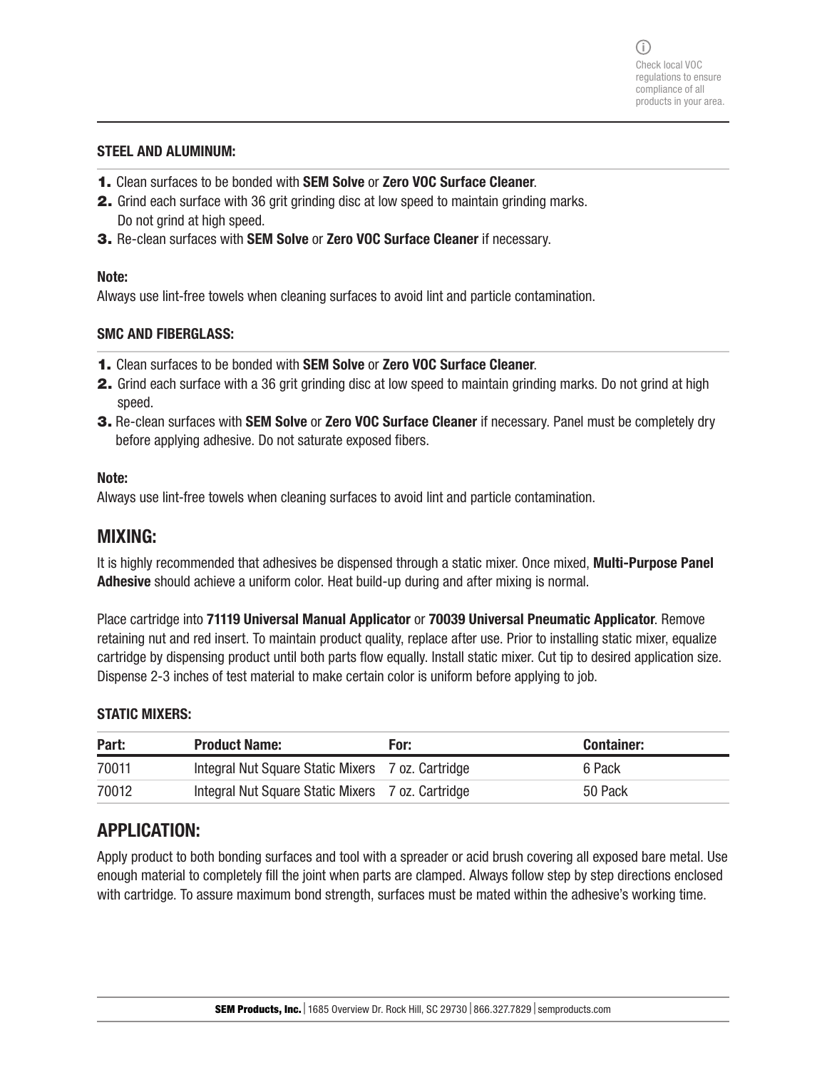Check local VOC regulations to ensure compliance of all products in your area.

### STEEL AND ALUMINUM:

1. Clean surfaces to be bonded with **SEM Solve** or **Zero VOC Surface Cleaner**.
2. Grind each surface with 36 grit grinding disc at low speed to maintain grinding marks. Do not grind at high speed.
3. Re-clean surfaces with **SEM Solve** or **Zero VOC Surface Cleaner** if necessary.

**Note:**
Always use lint-free towels when cleaning surfaces to avoid lint and particle contamination.

### SMC AND FIBERGLASS:

1. Clean surfaces to be bonded with **SEM Solve** or **Zero VOC Surface Cleaner**.
2. Grind each surface with a 36 grit grinding disc at low speed to maintain grinding marks. Do not grind at high speed.
3. Re-clean surfaces with **SEM Solve** or **Zero VOC Surface Cleaner** if necessary. Panel must be completely dry before applying adhesive. Do not saturate exposed fibers.

**Note:**
Always use lint-free towels when cleaning surfaces to avoid lint and particle contamination.

## MIXING:

It is highly recommended that adhesives be dispensed through a static mixer. Once mixed, **Multi-Purpose Panel Adhesive** should achieve a uniform color. Heat build-up during and after mixing is normal.

Place cartridge into **71119 Universal Manual Applicator** or **70039 Universal Pneumatic Applicator**. Remove retaining nut and red insert. To maintain product quality, replace after use. Prior to installing static mixer, equalize cartridge by dispensing product until both parts flow equally. Install static mixer. Cut tip to desired application size. Dispense 2-3 inches of test material to make certain color is uniform before applying to job.

### STATIC MIXERS:

| Part: | Product Name: | For: | Container: |
|---|---|---|---|
| 70011 | Integral Nut Square Static Mixers | 7 oz. Cartridge | 6 Pack |
| 70012 | Integral Nut Square Static Mixers | 7 oz. Cartridge | 50 Pack |

## APPLICATION:

Apply product to both bonding surfaces and tool with a spreader or acid brush covering all exposed bare metal. Use enough material to completely fill the joint when parts are clamped. Always follow step by step directions enclosed with cartridge. To assure maximum bond strength, surfaces must be mated within the adhesive's working time.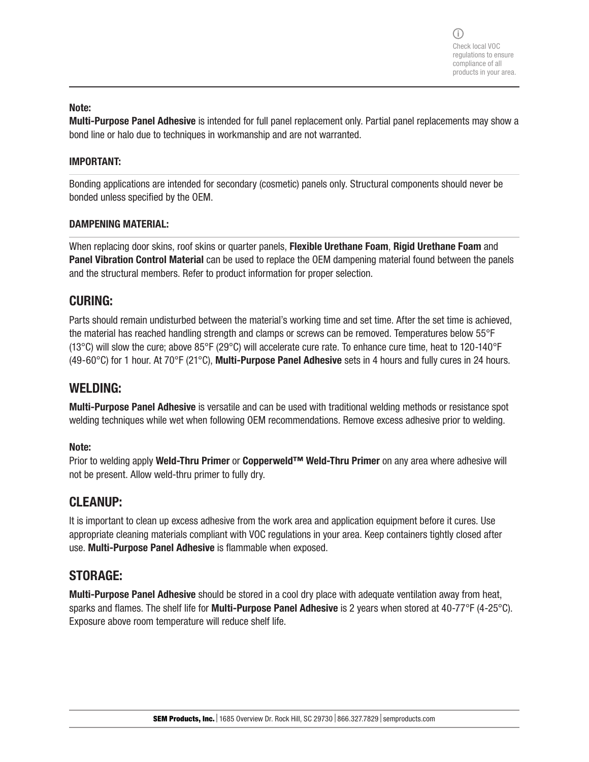Check local VOC regulations to ensure compliance of all products in your area.

**Note:**
**Multi-Purpose Panel Adhesive** is intended for full panel replacement only. Partial panel replacements may show a bond line or halo due to techniques in workmanship and are not warranted.

**IMPORTANT:**

Bonding applications are intended for secondary (cosmetic) panels only. Structural components should never be bonded unless specified by the OEM.

**DAMPENING MATERIAL:**

When replacing door skins, roof skins or quarter panels, **Flexible Urethane Foam**, **Rigid Urethane Foam** and **Panel Vibration Control Material** can be used to replace the OEM dampening material found between the panels and the structural members. Refer to product information for proper selection.

## CURING:

Parts should remain undisturbed between the material's working time and set time. After the set time is achieved, the material has reached handling strength and clamps or screws can be removed. Temperatures below 55°F (13°C) will slow the cure; above 85°F (29°C) will accelerate cure rate. To enhance cure time, heat to 120-140°F (49-60°C) for 1 hour. At 70°F (21°C), **Multi-Purpose Panel Adhesive** sets in 4 hours and fully cures in 24 hours.

## WELDING:

**Multi-Purpose Panel Adhesive** is versatile and can be used with traditional welding methods or resistance spot welding techniques while wet when following OEM recommendations. Remove excess adhesive prior to welding.

**Note:**
Prior to welding apply **Weld-Thru Primer** or **Copperweld™ Weld-Thru Primer** on any area where adhesive will not be present. Allow weld-thru primer to fully dry.

## CLEANUP:

It is important to clean up excess adhesive from the work area and application equipment before it cures. Use appropriate cleaning materials compliant with VOC regulations in your area. Keep containers tightly closed after use. **Multi-Purpose Panel Adhesive** is flammable when exposed.

## STORAGE:

**Multi-Purpose Panel Adhesive** should be stored in a cool dry place with adequate ventilation away from heat, sparks and flames. The shelf life for **Multi-Purpose Panel Adhesive** is 2 years when stored at 40-77°F (4-25°C). Exposure above room temperature will reduce shelf life.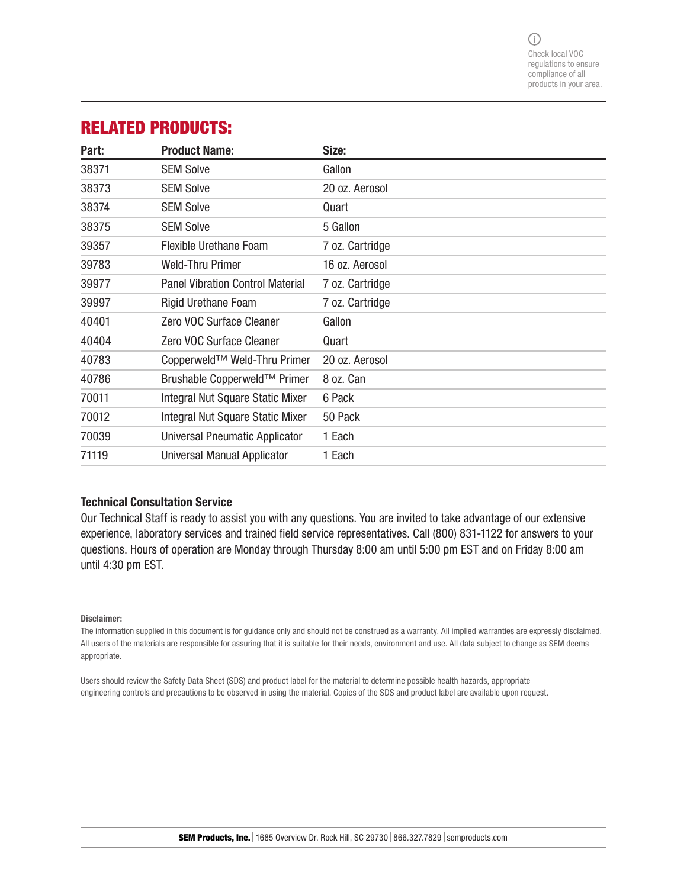Check local VOC regulations to ensure compliance of all products in your area.

## RELATED PRODUCTS:

| Part: | Product Name: | Size: |
|---|---|---|
| 38371 | SEM Solve | Gallon |
| 38373 | SEM Solve | 20 oz. Aerosol |
| 38374 | SEM Solve | Quart |
| 38375 | SEM Solve | 5 Gallon |
| 39357 | Flexible Urethane Foam | 7 oz. Cartridge |
| 39783 | Weld-Thru Primer | 16 oz. Aerosol |
| 39977 | Panel Vibration Control Material | 7 oz. Cartridge |
| 39997 | Rigid Urethane Foam | 7 oz. Cartridge |
| 40401 | Zero VOC Surface Cleaner | Gallon |
| 40404 | Zero VOC Surface Cleaner | Quart |
| 40783 | Copperweld™ Weld-Thru Primer | 20 oz. Aerosol |
| 40786 | Brushable Copperweld™ Primer | 8 oz. Can |
| 70011 | Integral Nut Square Static Mixer | 6 Pack |
| 70012 | Integral Nut Square Static Mixer | 50 Pack |
| 70039 | Universal Pneumatic Applicator | 1 Each |
| 71119 | Universal Manual Applicator | 1 Each |

### Technical Consultation Service

Our Technical Staff is ready to assist you with any questions. You are invited to take advantage of our extensive experience, laboratory services and trained field service representatives. Call (800) 831-1122 for answers to your questions. Hours of operation are Monday through Thursday 8:00 am until 5:00 pm EST and on Friday 8:00 am until 4:30 pm EST.

**Disclaimer:**

The information supplied in this document is for guidance only and should not be construed as a warranty. All implied warranties are expressly disclaimed. All users of the materials are responsible for assuring that it is suitable for their needs, environment and use. All data subject to change as SEM deems appropriate.

Users should review the Safety Data Sheet (SDS) and product label for the material to determine possible health hazards, appropriate engineering controls and precautions to be observed in using the material. Copies of the SDS and product label are available upon request.

**SEM Products, Inc.** | 1685 Overview Dr. Rock Hill, SC 29730 | 866.327.7829 | semproducts.com